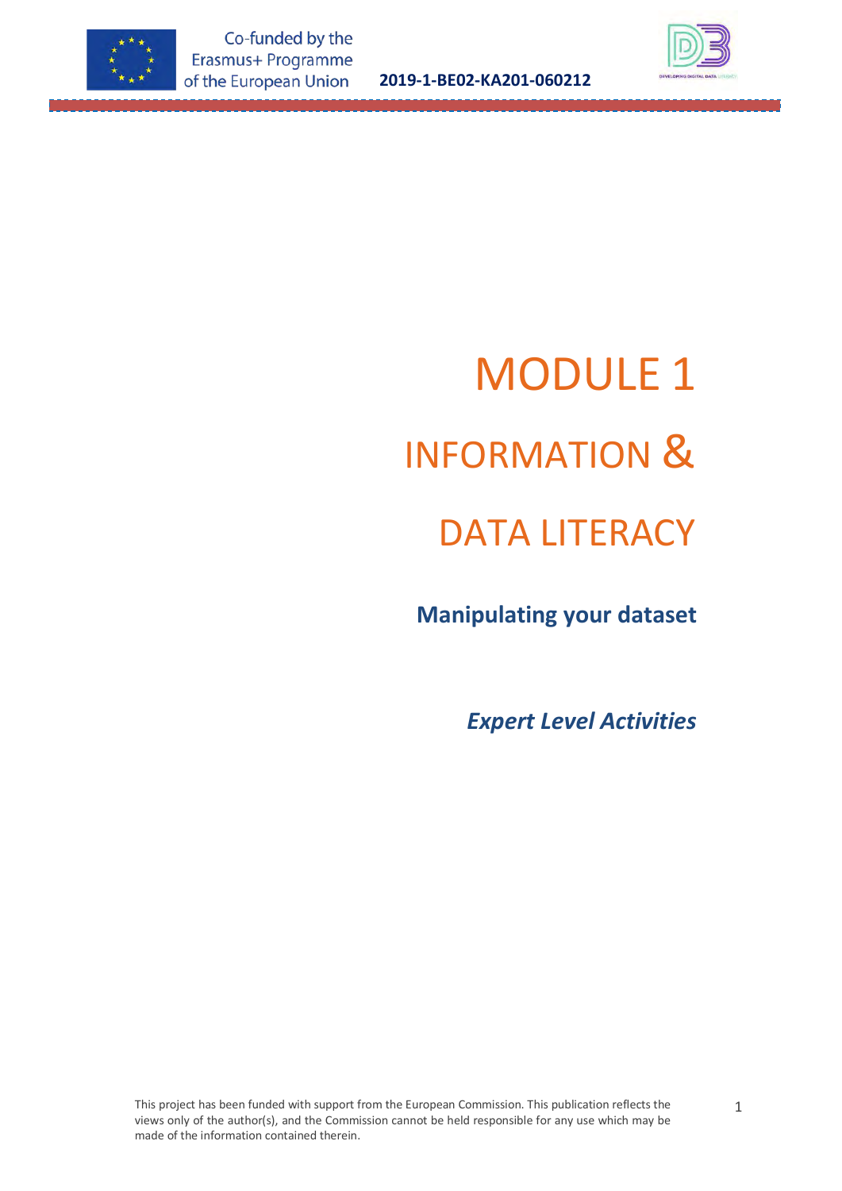# MODULE 1

# INFORMATION & DATA LITERACY

## Manipulating your dataset

***Expert Level Activities***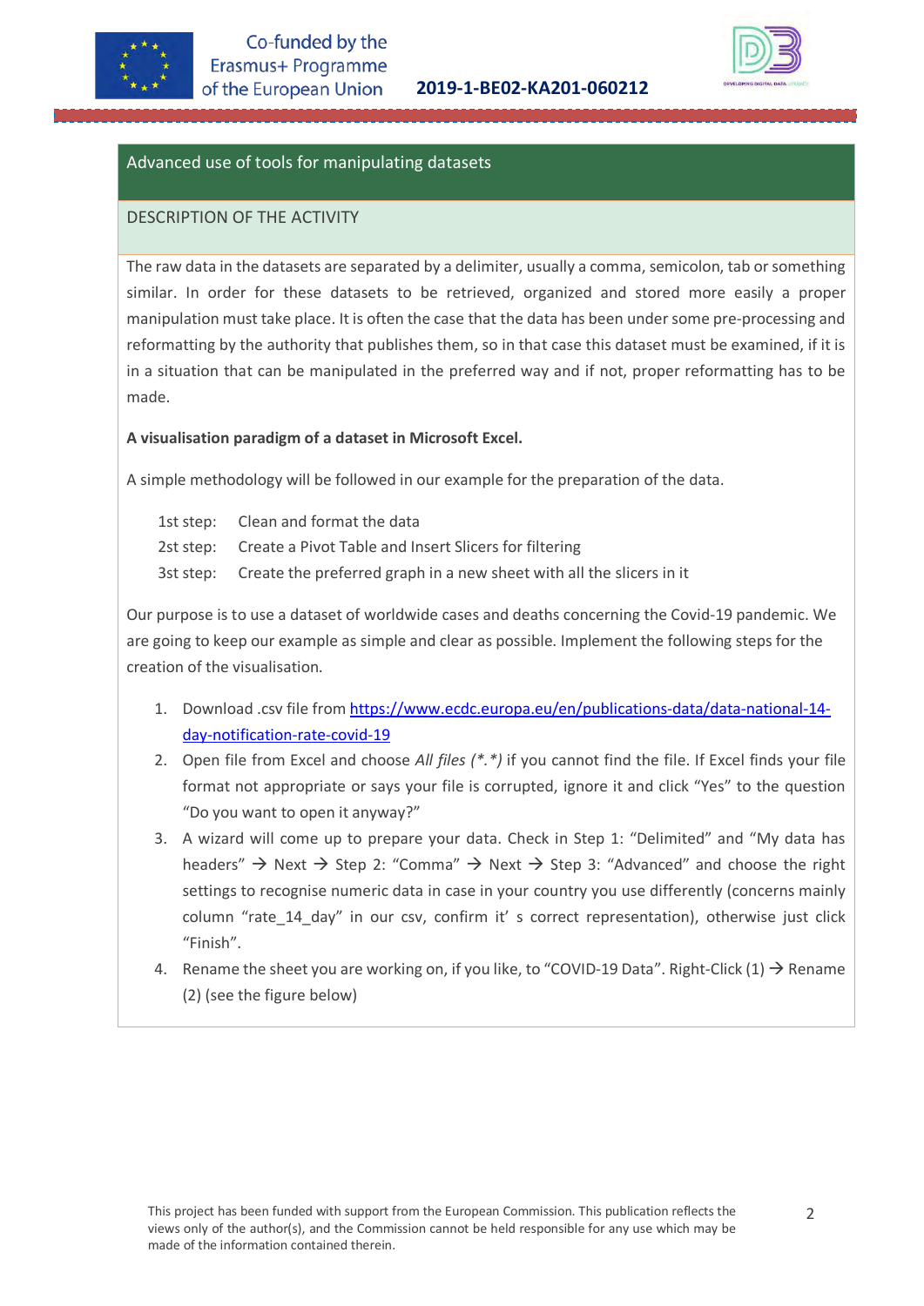## Advanced use of tools for manipulating datasets

### DESCRIPTION OF THE ACTIVITY

The raw data in the datasets are separated by a delimiter, usually a comma, semicolon, tab or something similar. In order for these datasets to be retrieved, organized and stored more easily a proper manipulation must take place. It is often the case that the data has been under some pre-processing and reformatting by the authority that publishes them, so in that case this dataset must be examined, if it is in a situation that can be manipulated in the preferred way and if not, proper reformatting has to be made.

**A visualisation paradigm of a dataset in Microsoft Excel.**

A simple methodology will be followed in our example for the preparation of the data.

1st step: Clean and format the data
2st step: Create a Pivot Table and Insert Slicers for filtering
3st step: Create the preferred graph in a new sheet with all the slicers in it

Our purpose is to use a dataset of worldwide cases and deaths concerning the Covid-19 pandemic. We are going to keep our example as simple and clear as possible. Implement the following steps for the creation of the visualisation.

1. Download .csv file from [https://www.ecdc.europa.eu/en/publications-data/data-national-14-day-notification-rate-covid-19](https://www.ecdc.europa.eu/en/publications-data/data-national-14-day-notification-rate-covid-19)
2. Open file from Excel and choose *All files (*.*)* if you cannot find the file. If Excel finds your file format not appropriate or says your file is corrupted, ignore it and click "Yes" to the question "Do you want to open it anyway?"
3. A wizard will come up to prepare your data. Check in Step 1: "Delimited" and "My data has headers" → Next → Step 2: "Comma" → Next → Step 3: "Advanced" and choose the right settings to recognise numeric data in case in your country you use differently (concerns mainly column "rate_14_day" in our csv, confirm it' s correct representation), otherwise just click "Finish".
4. Rename the sheet you are working on, if you like, to "COVID-19 Data". Right-Click (1) → Rename (2) (see the figure below)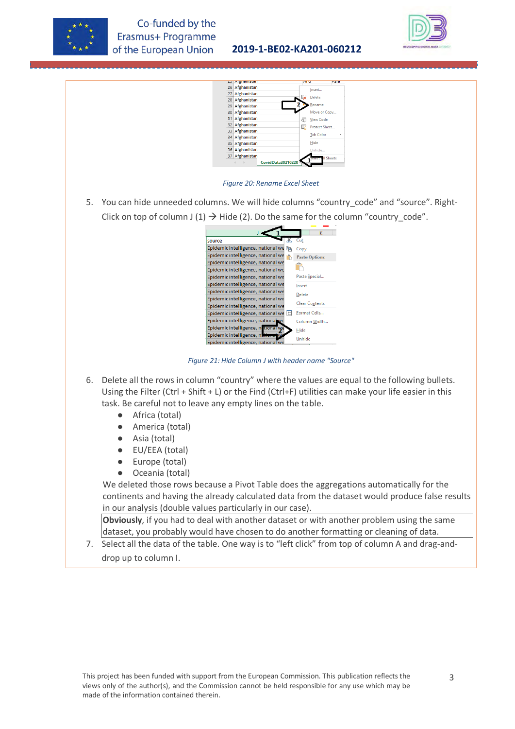Figure 20: Rename Excel Sheet

5. You can hide unneeded columns. We will hide columns “country_code” and “source”. Right-Click on top of column J (1) → Hide (2). Do the same for the column “country_code”.

Figure 21: Hide Column J with header name "Source"

6. Delete all the rows in column “country” where the values are equal to the following bullets. Using the Filter (Ctrl + Shift + L) or the Find (Ctrl+F) utilities can make your life easier in this task. Be careful not to leave any empty lines on the table.
   - Africa (total)
   - America (total)
   - Asia (total)
   - EU/EEA (total)
   - Europe (total)
   - Oceania (total)

   We deleted those rows because a Pivot Table does the aggregations automatically for the continents and having the already calculated data from the dataset would produce false results in our analysis (double values particularly in our case).

   **Obviously**, if you had to deal with another dataset or with another problem using the same dataset, you probably would have chosen to do another formatting or cleaning of data.
7. Select all the data of the table. One way is to “left click” from top of column A and drag-and-drop up to column I.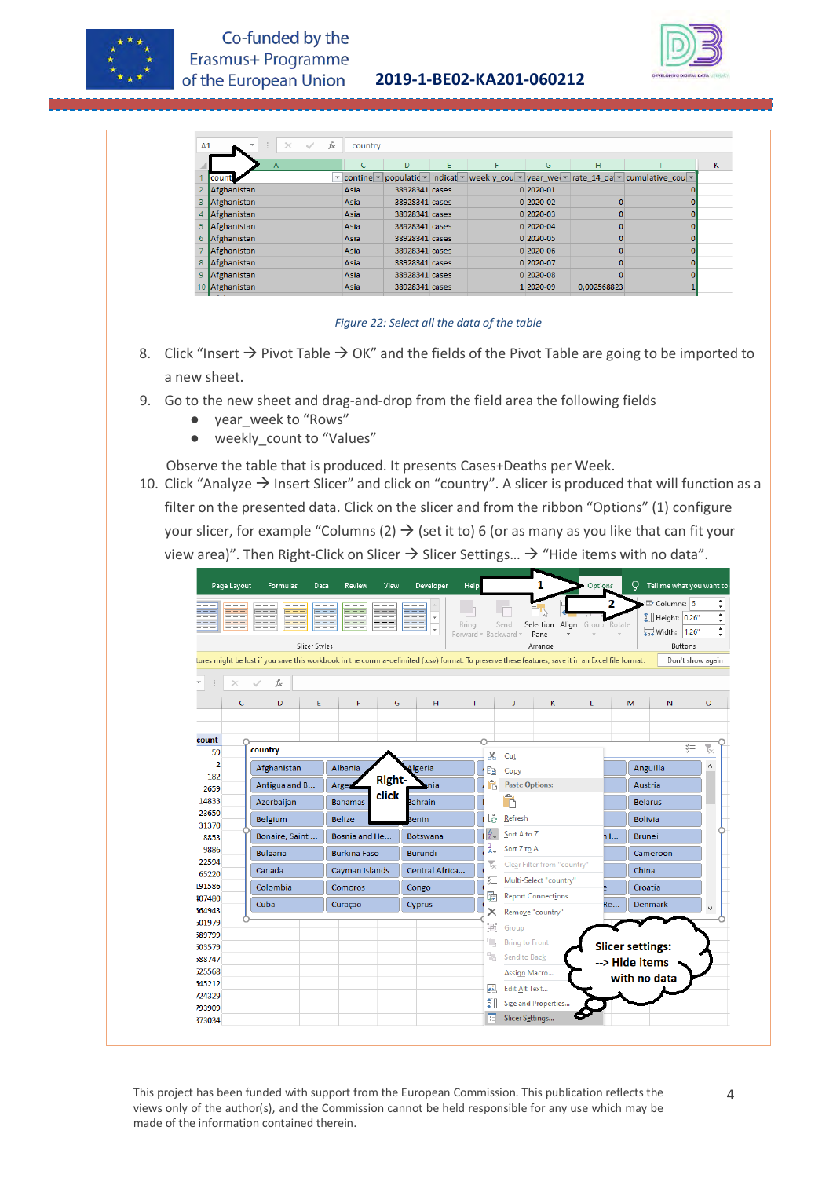*Figure 22: Select all the data of the table*

8. Click “Insert → Pivot Table → OK” and the fields of the Pivot Table are going to be imported to a new sheet.
9. Go to the new sheet and drag-and-drop from the field area the following fields
   - year_week to “Rows”
   - weekly_count to “Values”

   Observe the table that is produced. It presents Cases+Deaths per Week.
10. Click “Analyze → Insert Slicer” and click on “country”. A slicer is produced that will function as a filter on the presented data. Click on the slicer and from the ribbon “Options” (1) configure your slicer, for example “Columns (2) → (set it to) 6 (or as many as you like that can fit your view area)”. Then Right-Click on Slicer → Slicer Settings... → “Hide items with no data”.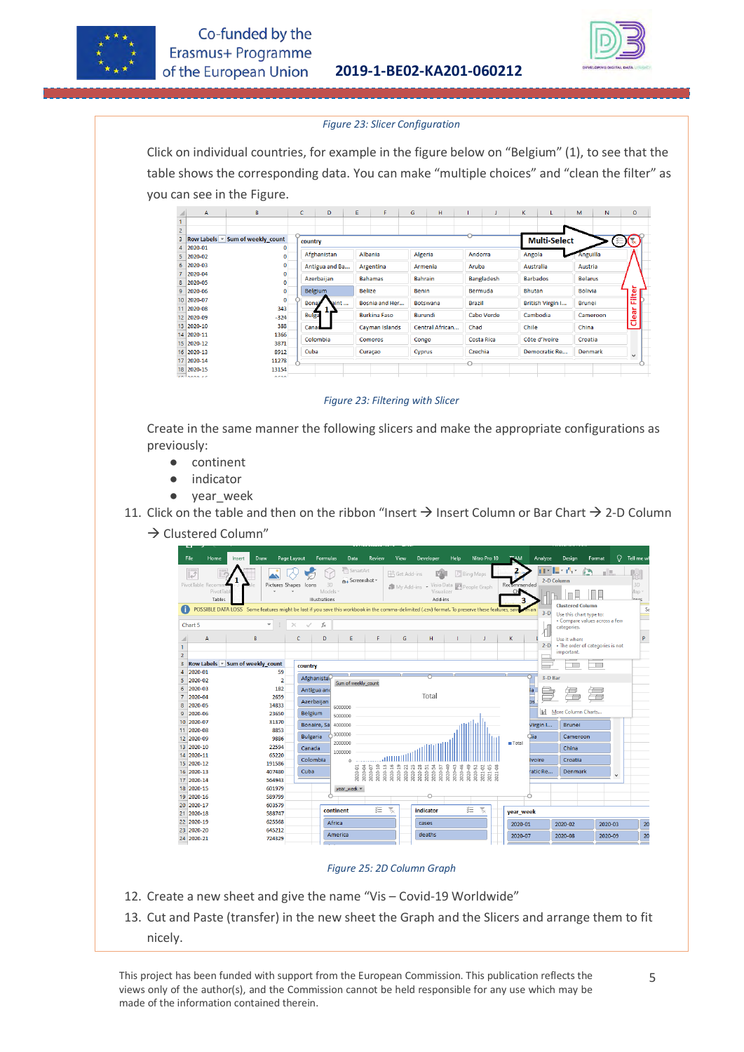*Figure 23: Slicer Configuration*

Click on individual countries, for example in the figure below on "Belgium" (1), to see that the table shows the corresponding data. You can make "multiple choices" and "clean the filter" as you can see in the Figure.

*Figure 23: Filtering with Slicer*

Create in the same manner the following slicers and make the appropriate configurations as previously:

- continent
- indicator
- year_week

11. Click on the table and then on the ribbon "Insert → Insert Column or Bar Chart → 2-D Column → Clustered Column"

*Figure 25: 2D Column Graph*

12. Create a new sheet and give the name "Vis – Covid-19 Worldwide"
13. Cut and Paste (transfer) in the new sheet the Graph and the Slicers and arrange them to fit nicely.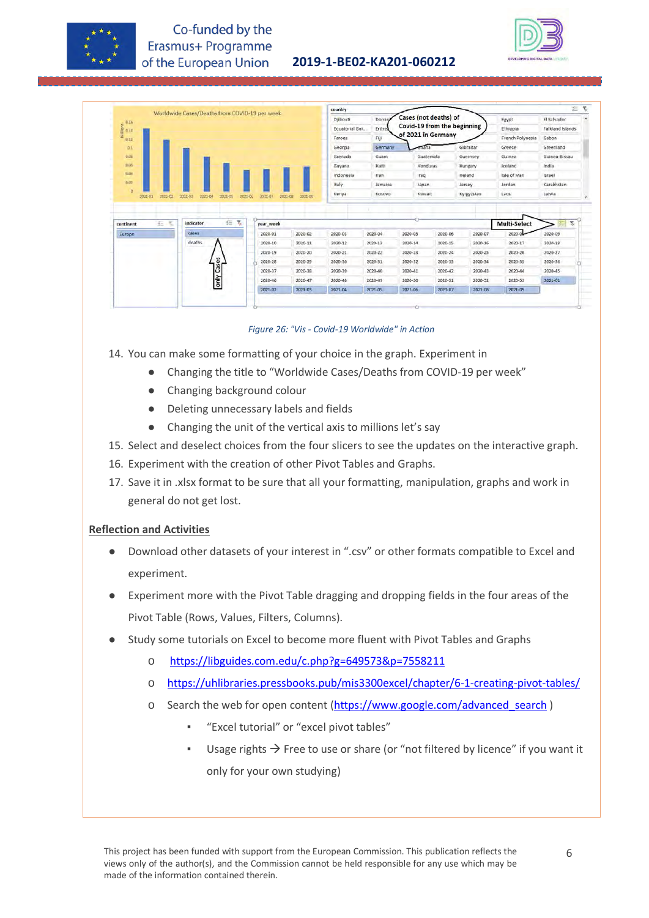*Figure 26: "Vis - Covid-19 Worldwide" in Action*

14. You can make some formatting of your choice in the graph. Experiment in
    - Changing the title to "Worldwide Cases/Deaths from COVID-19 per week"
    - Changing background colour
    - Deleting unnecessary labels and fields
    - Changing the unit of the vertical axis to millions let's say
15. Select and deselect choices from the four slicers to see the updates on the interactive graph.
16. Experiment with the creation of other Pivot Tables and Graphs.
17. Save it in .xlsx format to be sure that all your formatting, manipulation, graphs and work in general do not get lost.

## Reflection and Activities

- Download other datasets of your interest in ".csv" or other formats compatible to Excel and experiment.
- Experiment more with the Pivot Table dragging and dropping fields in the four areas of the Pivot Table (Rows, Values, Filters, Columns).
- Study some tutorials on Excel to become more fluent with Pivot Tables and Graphs
    - https://libguides.com.edu/c.php?g=649573&p=7558211
    - https://uhlibraries.pressbooks.pub/mis3300excel/chapter/6-1-creating-pivot-tables/
    - Search the web for open content (https://www.google.com/advanced_search )
        - "Excel tutorial" or "excel pivot tables"
        - Usage rights → Free to use or share (or "not filtered by licence" if you want it only for your own studying)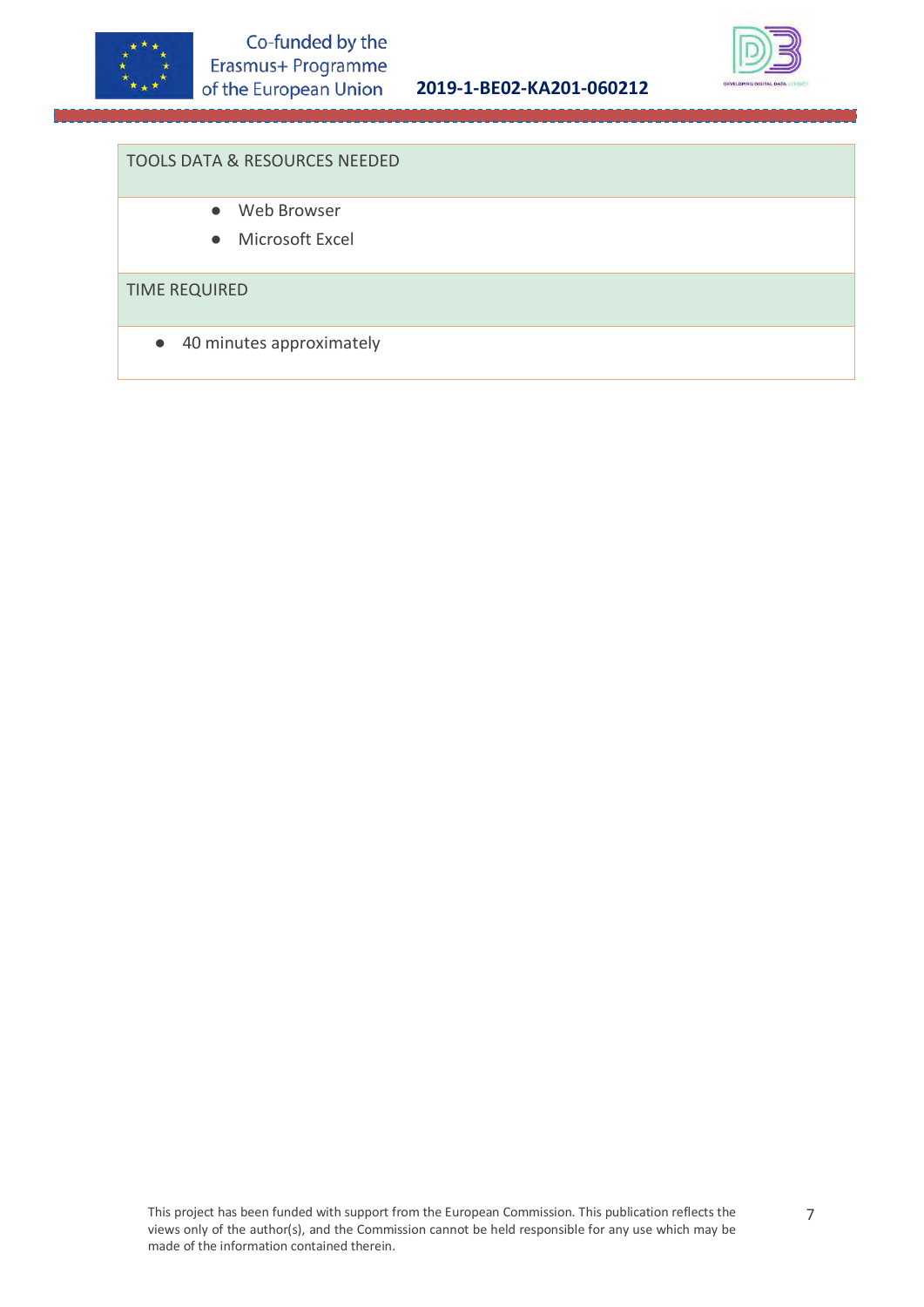| TOOLS DATA & RESOURCES NEEDED |
| --- |
| <ul><li>Web Browser</li><li>Microsoft Excel</li></ul> |
| TIME REQUIRED |
| <ul><li>40 minutes approximately</li></ul> |